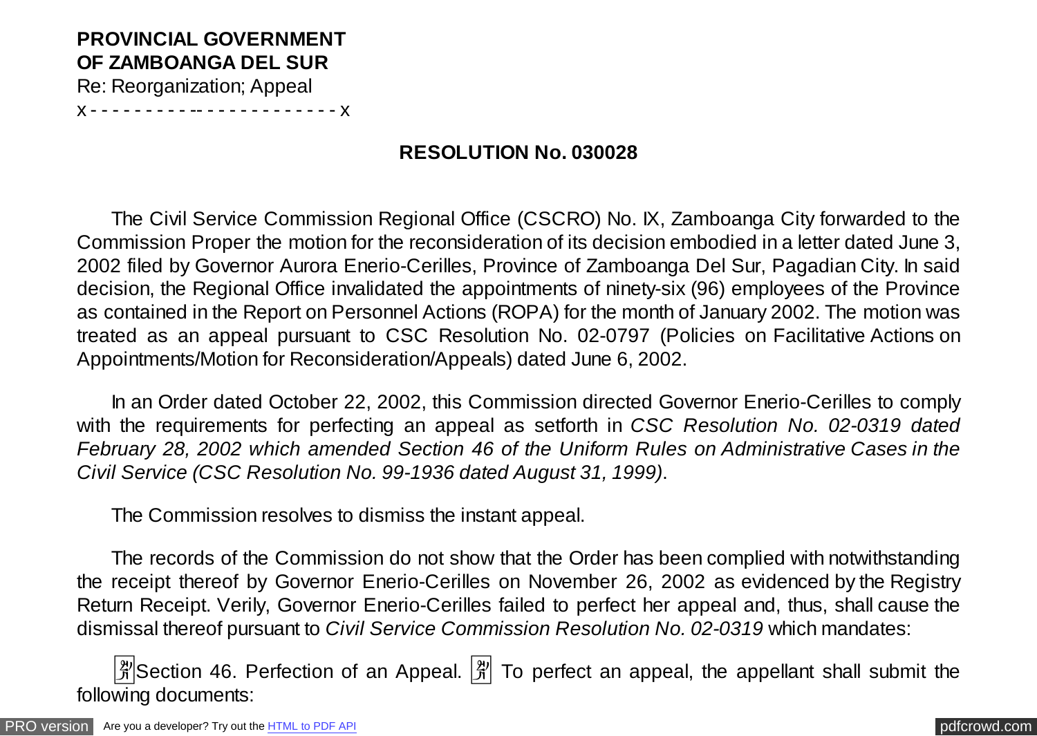**PROVINCIAL GOVERNMENT OF ZAMBOANGA DEL SUR**
Re: Reorganization; Appeal
x - - - - - - - - - -- - - - - - - - - - - - - x

## RESOLUTION No. 030028

The Civil Service Commission Regional Office (CSCRO) No. IX, Zamboanga City forwarded to the Commission Proper the motion for the reconsideration of its decision embodied in a letter dated June 3, 2002 filed by Governor Aurora Enerio-Cerilles, Province of Zamboanga Del Sur, Pagadian City. In said decision, the Regional Office invalidated the appointments of ninety-six (96) employees of the Province as contained in the Report on Personnel Actions (ROPA) for the month of January 2002. The motion was treated as an appeal pursuant to CSC Resolution No. 02-0797 (Policies on Facilitative Actions on Appointments/Motion for Reconsideration/Appeals) dated June 6, 2002.

In an Order dated October 22, 2002, this Commission directed Governor Enerio-Cerilles to comply with the requirements for perfecting an appeal as setforth in *CSC Resolution No. 02-0319 dated February 28, 2002 which amended Section 46 of the Uniform Rules on Administrative Cases in the Civil Service (CSC Resolution No. 99-1936 dated August 31, 1999)*.

The Commission resolves to dismiss the instant appeal.

The records of the Commission do not show that the Order has been complied with notwithstanding the receipt thereof by Governor Enerio-Cerilles on November 26, 2002 as evidenced by the Registry Return Receipt. Verily, Governor Enerio-Cerilles failed to perfect her appeal and, thus, shall cause the dismissal thereof pursuant to *Civil Service Commission Resolution No. 02-0319* which mandates:

Section 46. Perfection of an Appeal. To perfect an appeal, the appellant shall submit the following documents: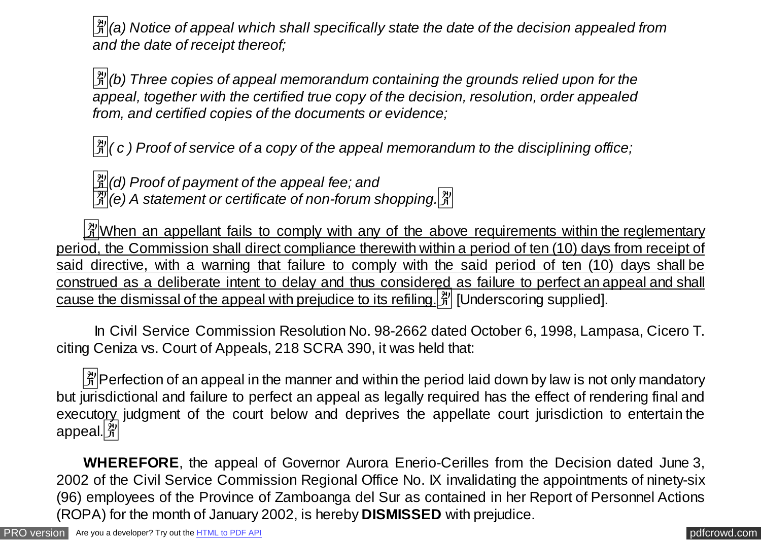*(a) Notice of appeal which shall specifically state the date of the decision appealed from and the date of receipt thereof;*

*(b) Three copies of appeal memorandum containing the grounds relied upon for the appeal, together with the certified true copy of the decision, resolution, order appealed from, and certified copies of the documents or evidence;*

*( c ) Proof of service of a copy of the appeal memorandum to the disciplining office;*

*(d) Proof of payment of the appeal fee; and*
*(e) A statement or certificate of non-forum shopping.*

When an appellant fails to comply with any of the above requirements within the reglementary period, the Commission shall direct compliance therewith within a period of ten (10) days from receipt of said directive, with a warning that failure to comply with the said period of ten (10) days shall be construed as a deliberate intent to delay and thus considered as failure to perfect an appeal and shall cause the dismissal of the appeal with prejudice to its refiling. [Underscoring supplied].

In Civil Service Commission Resolution No. 98-2662 dated October 6, 1998, Lampasa, Cicero T. citing Ceniza vs. Court of Appeals, 218 SCRA 390, it was held that:

Perfection of an appeal in the manner and within the period laid down by law is not only mandatory but jurisdictional and failure to perfect an appeal as legally required has the effect of rendering final and executory judgment of the court below and deprives the appellate court jurisdiction to entertain the appeal.

**WHEREFORE**, the appeal of Governor Aurora Enerio-Cerilles from the Decision dated June 3, 2002 of the Civil Service Commission Regional Office No. IX invalidating the appointments of ninety-six (96) employees of the Province of Zamboanga del Sur as contained in her Report of Personnel Actions (ROPA) for the month of January 2002, is hereby **DISMISSED** with prejudice.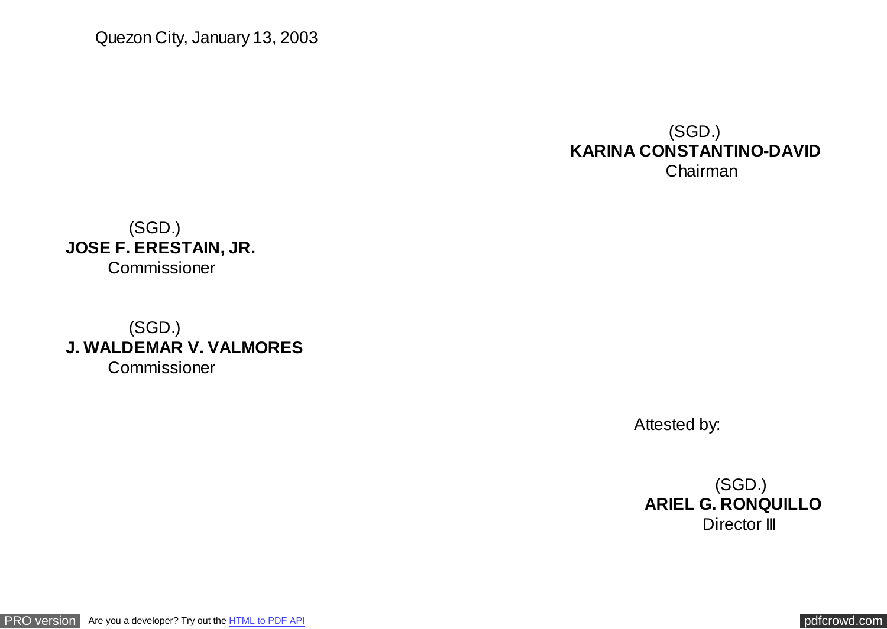Quezon City, January 13, 2003

(SGD.)
**KARINA CONSTANTINO-DAVID**
Chairman

(SGD.)
**JOSE F. ERESTAIN, JR.**
Commissioner

(SGD.)
**J. WALDEMAR V. VALMORES**
Commissioner

Attested by:

(SGD.)
**ARIEL G. RONQUILLO**
Director III